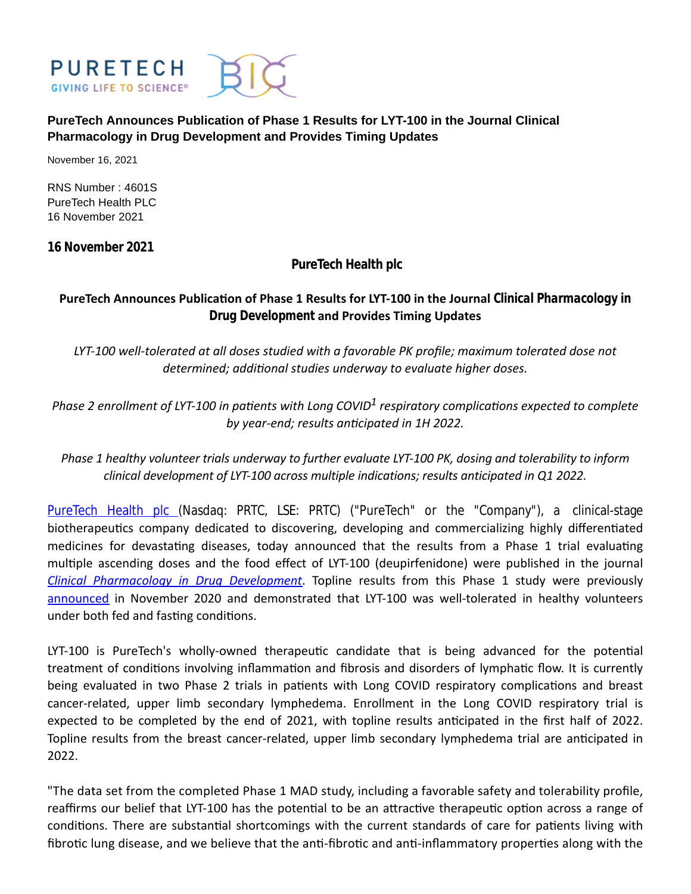**PureTech Announces Publication of Phase 1 Results for LYT-100 in the Journal Clinical Pharmacology in Drug Development and Provides Timing Updates**

November 16, 2021

RNS Number : 4601S
PureTech Health PLC
16 November 2021

**16 November 2021**

**PureTech Health plc**

## PureTech Announces Publication of Phase 1 Results for LYT-100 in the Journal *Clinical Pharmacology in Drug Development* and Provides Timing Updates

*LYT-100 well-tolerated at all doses studied with a favorable PK profile; maximum tolerated dose not determined; additional studies underway to evaluate higher doses.*

*Phase 2 enrollment of LYT-100 in patients with Long COVID[1] respiratory complications expected to complete by year-end; results anticipated in 1H 2022.*

*Phase 1 healthy volunteer trials underway to further evaluate LYT-100 PK, dosing and tolerability to inform clinical development of LYT-100 across multiple indications; results anticipated in Q1 2022.*

PureTech Health plc (Nasdaq: PRTC, LSE: PRTC) ("PureTech" or the "Company"), a clinical-stage biotherapeutics company dedicated to discovering, developing and commercializing highly differentiated medicines for devastating diseases, today announced that the results from a Phase 1 trial evaluating multiple ascending doses and the food effect of LYT-100 (deupirfenidone) were published in the journal *Clinical Pharmacology in Drug Development*. Topline results from this Phase 1 study were previously announced in November 2020 and demonstrated that LYT-100 was well-tolerated in healthy volunteers under both fed and fasting conditions.

LYT-100 is PureTech's wholly-owned therapeutic candidate that is being advanced for the potential treatment of conditions involving inflammation and fibrosis and disorders of lymphatic flow. It is currently being evaluated in two Phase 2 trials in patients with Long COVID respiratory complications and breast cancer-related, upper limb secondary lymphedema. Enrollment in the Long COVID respiratory trial is expected to be completed by the end of 2021, with topline results anticipated in the first half of 2022. Topline results from the breast cancer-related, upper limb secondary lymphedema trial are anticipated in 2022.

"The data set from the completed Phase 1 MAD study, including a favorable safety and tolerability profile, reaffirms our belief that LYT-100 has the potential to be an attractive therapeutic option across a range of conditions. There are substantial shortcomings with the current standards of care for patients living with fibrotic lung disease, and we believe that the anti-fibrotic and anti-inflammatory properties along with the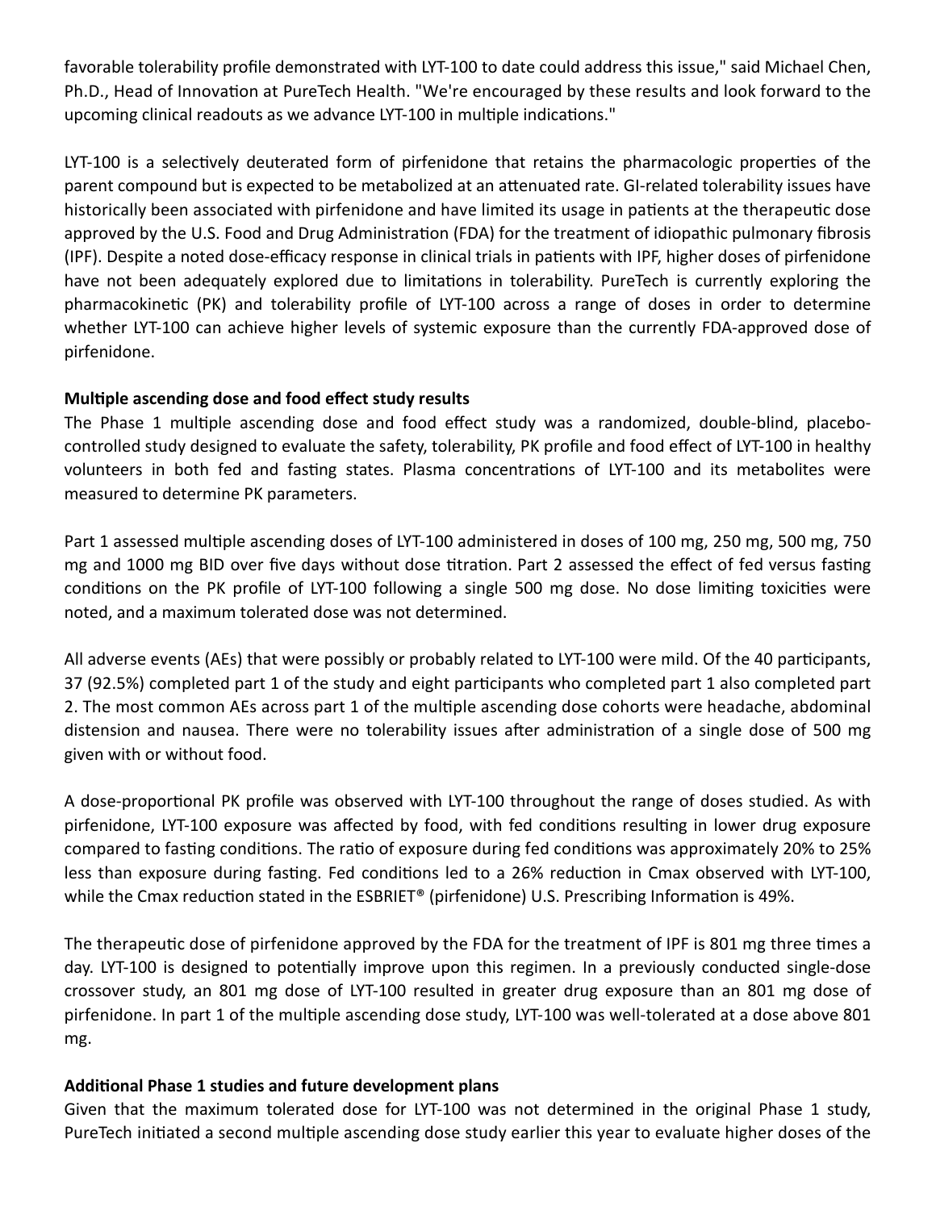favorable tolerability profile demonstrated with LYT-100 to date could address this issue," said Michael Chen, Ph.D., Head of Innovation at PureTech Health. "We're encouraged by these results and look forward to the upcoming clinical readouts as we advance LYT-100 in multiple indications."

LYT-100 is a selectively deuterated form of pirfenidone that retains the pharmacologic properties of the parent compound but is expected to be metabolized at an attenuated rate. GI-related tolerability issues have historically been associated with pirfenidone and have limited its usage in patients at the therapeutic dose approved by the U.S. Food and Drug Administration (FDA) for the treatment of idiopathic pulmonary fibrosis (IPF). Despite a noted dose-efficacy response in clinical trials in patients with IPF, higher doses of pirfenidone have not been adequately explored due to limitations in tolerability. PureTech is currently exploring the pharmacokinetic (PK) and tolerability profile of LYT-100 across a range of doses in order to determine whether LYT-100 can achieve higher levels of systemic exposure than the currently FDA-approved dose of pirfenidone.

**Multiple ascending dose and food effect study results**

The Phase 1 multiple ascending dose and food effect study was a randomized, double-blind, placebo-controlled study designed to evaluate the safety, tolerability, PK profile and food effect of LYT-100 in healthy volunteers in both fed and fasting states. Plasma concentrations of LYT-100 and its metabolites were measured to determine PK parameters.

Part 1 assessed multiple ascending doses of LYT-100 administered in doses of 100 mg, 250 mg, 500 mg, 750 mg and 1000 mg BID over five days without dose titration. Part 2 assessed the effect of fed versus fasting conditions on the PK profile of LYT-100 following a single 500 mg dose. No dose limiting toxicities were noted, and a maximum tolerated dose was not determined.

All adverse events (AEs) that were possibly or probably related to LYT-100 were mild. Of the 40 participants, 37 (92.5%) completed part 1 of the study and eight participants who completed part 1 also completed part 2. The most common AEs across part 1 of the multiple ascending dose cohorts were headache, abdominal distension and nausea. There were no tolerability issues after administration of a single dose of 500 mg given with or without food.

A dose-proportional PK profile was observed with LYT-100 throughout the range of doses studied. As with pirfenidone, LYT-100 exposure was affected by food, with fed conditions resulting in lower drug exposure compared to fasting conditions. The ratio of exposure during fed conditions was approximately 20% to 25% less than exposure during fasting. Fed conditions led to a 26% reduction in Cmax observed with LYT-100, while the Cmax reduction stated in the ESBRIET® (pirfenidone) U.S. Prescribing Information is 49%.

The therapeutic dose of pirfenidone approved by the FDA for the treatment of IPF is 801 mg three times a day. LYT-100 is designed to potentially improve upon this regimen. In a previously conducted single-dose crossover study, an 801 mg dose of LYT-100 resulted in greater drug exposure than an 801 mg dose of pirfenidone. In part 1 of the multiple ascending dose study, LYT-100 was well-tolerated at a dose above 801 mg.

**Additional Phase 1 studies and future development plans**

Given that the maximum tolerated dose for LYT-100 was not determined in the original Phase 1 study, PureTech initiated a second multiple ascending dose study earlier this year to evaluate higher doses of the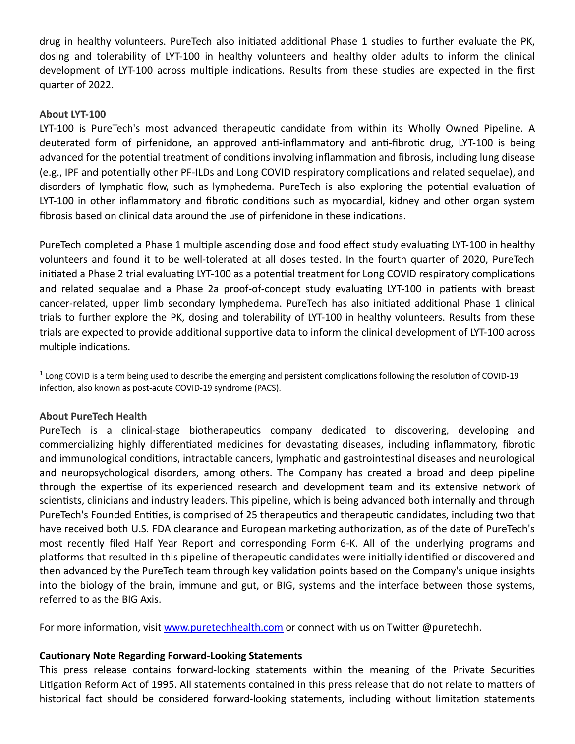drug in healthy volunteers. PureTech also initiated additional Phase 1 studies to further evaluate the PK, dosing and tolerability of LYT-100 in healthy volunteers and healthy older adults to inform the clinical development of LYT-100 across multiple indications. Results from these studies are expected in the first quarter of 2022.

**About LYT-100**

LYT-100 is PureTech's most advanced therapeutic candidate from within its Wholly Owned Pipeline. A deuterated form of pirfenidone, an approved anti-inflammatory and anti-fibrotic drug, LYT-100 is being advanced for the potential treatment of conditions involving inflammation and fibrosis, including lung disease (e.g., IPF and potentially other PF-ILDs and Long COVID respiratory complications and related sequelae), and disorders of lymphatic flow, such as lymphedema. PureTech is also exploring the potential evaluation of LYT-100 in other inflammatory and fibrotic conditions such as myocardial, kidney and other organ system fibrosis based on clinical data around the use of pirfenidone in these indications.

PureTech completed a Phase 1 multiple ascending dose and food effect study evaluating LYT-100 in healthy volunteers and found it to be well-tolerated at all doses tested. In the fourth quarter of 2020, PureTech initiated a Phase 2 trial evaluating LYT-100 as a potential treatment for Long COVID respiratory complications and related sequalae and a Phase 2a proof-of-concept study evaluating LYT-100 in patients with breast cancer-related, upper limb secondary lymphedema. PureTech has also initiated additional Phase 1 clinical trials to further explore the PK, dosing and tolerability of LYT-100 in healthy volunteers. Results from these trials are expected to provide additional supportive data to inform the clinical development of LYT-100 across multiple indications.

[1] Long COVID is a term being used to describe the emerging and persistent complications following the resolution of COVID-19 infection, also known as post-acute COVID-19 syndrome (PACS).

**About PureTech Health**

PureTech is a clinical-stage biotherapeutics company dedicated to discovering, developing and commercializing highly differentiated medicines for devastating diseases, including inflammatory, fibrotic and immunological conditions, intractable cancers, lymphatic and gastrointestinal diseases and neurological and neuropsychological disorders, among others. The Company has created a broad and deep pipeline through the expertise of its experienced research and development team and its extensive network of scientists, clinicians and industry leaders. This pipeline, which is being advanced both internally and through PureTech's Founded Entities, is comprised of 25 therapeutics and therapeutic candidates, including two that have received both U.S. FDA clearance and European marketing authorization, as of the date of PureTech's most recently filed Half Year Report and corresponding Form 6-K. All of the underlying programs and platforms that resulted in this pipeline of therapeutic candidates were initially identified or discovered and then advanced by the PureTech team through key validation points based on the Company's unique insights into the biology of the brain, immune and gut, or BIG, systems and the interface between those systems, referred to as the BIG Axis.

For more information, visit [www.puretechhealth.com](http://www.puretechhealth.com) or connect with us on Twitter @puretechh.

**Cautionary Note Regarding Forward-Looking Statements**

This press release contains forward-looking statements within the meaning of the Private Securities Litigation Reform Act of 1995. All statements contained in this press release that do not relate to matters of historical fact should be considered forward-looking statements, including without limitation statements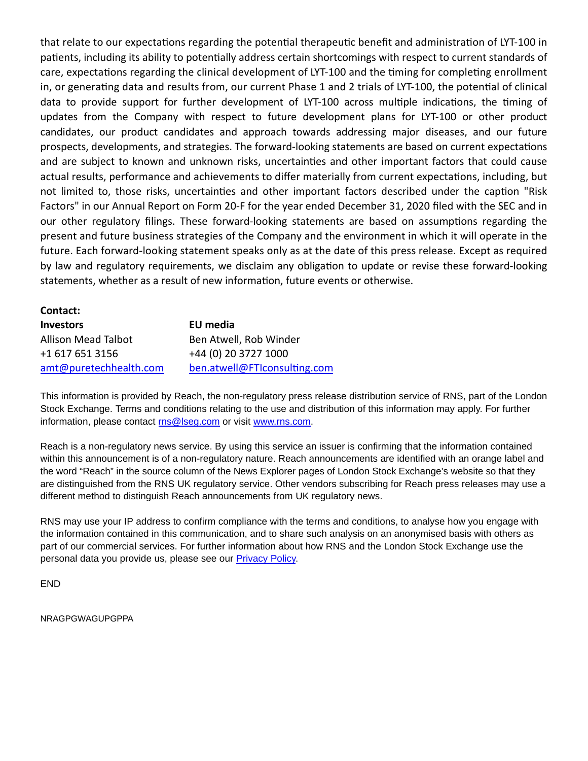that relate to our expectations regarding the potential therapeutic benefit and administration of LYT-100 in patients, including its ability to potentially address certain shortcomings with respect to current standards of care, expectations regarding the clinical development of LYT-100 and the timing for completing enrollment in, or generating data and results from, our current Phase 1 and 2 trials of LYT-100, the potential of clinical data to provide support for further development of LYT-100 across multiple indications, the timing of updates from the Company with respect to future development plans for LYT-100 or other product candidates, our product candidates and approach towards addressing major diseases, and our future prospects, developments, and strategies. The forward-looking statements are based on current expectations and are subject to known and unknown risks, uncertainties and other important factors that could cause actual results, performance and achievements to differ materially from current expectations, including, but not limited to, those risks, uncertainties and other important factors described under the caption "Risk Factors" in our Annual Report on Form 20-F for the year ended December 31, 2020 filed with the SEC and in our other regulatory filings. These forward-looking statements are based on assumptions regarding the present and future business strategies of the Company and the environment in which it will operate in the future. Each forward-looking statement speaks only as at the date of this press release. Except as required by law and regulatory requirements, we disclaim any obligation to update or revise these forward-looking statements, whether as a result of new information, future events or otherwise.

**Contact:**

| **Investors** | **EU media** |
|---|---|
| Allison Mead Talbot | Ben Atwell, Rob Winder |
| +1 617 651 3156 | +44 (0) 20 3727 1000 |
| amt@puretechhealth.com | ben.atwell@FTIconsulting.com |

This information is provided by Reach, the non-regulatory press release distribution service of RNS, part of the London Stock Exchange. Terms and conditions relating to the use and distribution of this information may apply. For further information, please contact rns@lseg.com or visit www.rns.com.

Reach is a non-regulatory news service. By using this service an issuer is confirming that the information contained within this announcement is of a non-regulatory nature. Reach announcements are identified with an orange label and the word “Reach” in the source column of the News Explorer pages of London Stock Exchange’s website so that they are distinguished from the RNS UK regulatory service. Other vendors subscribing for Reach press releases may use a different method to distinguish Reach announcements from UK regulatory news.

RNS may use your IP address to confirm compliance with the terms and conditions, to analyse how you engage with the information contained in this communication, and to share such analysis on an anonymised basis with others as part of our commercial services. For further information about how RNS and the London Stock Exchange use the personal data you provide us, please see our Privacy Policy.

END

NRAGPGWAGUPGPPA